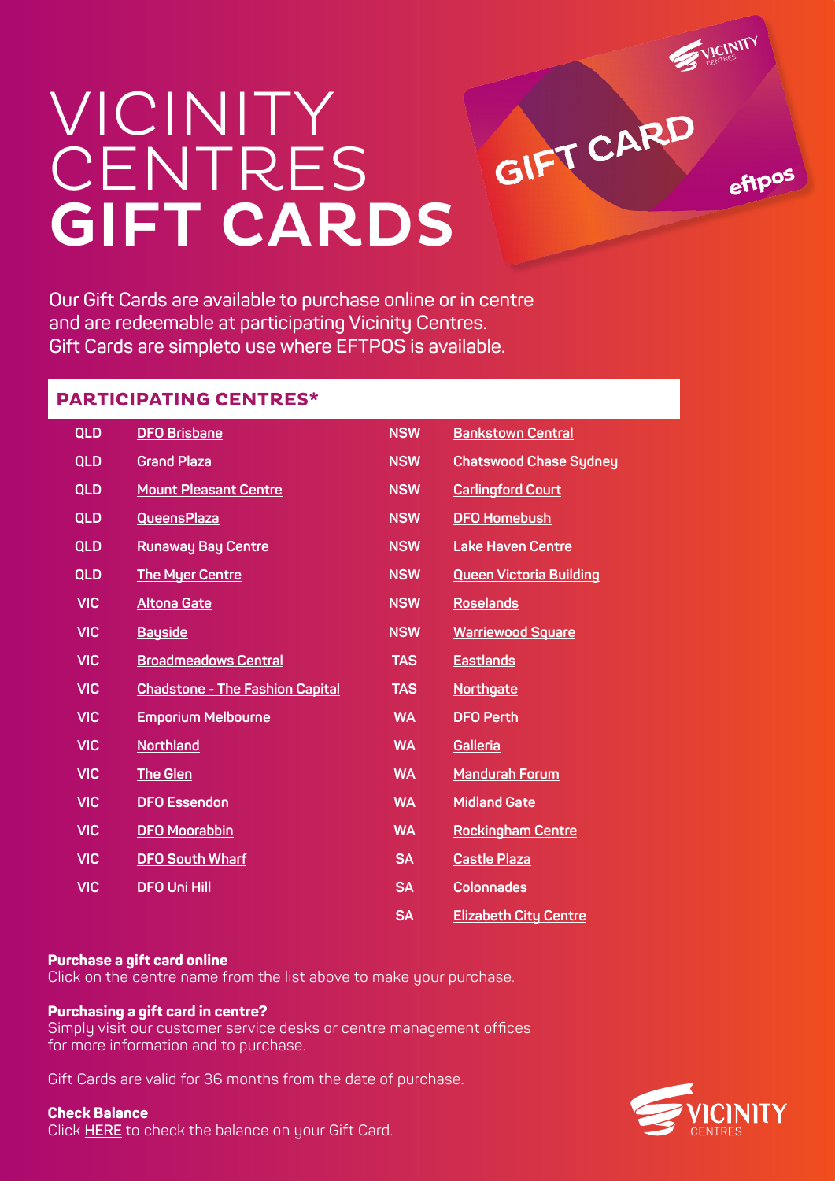# VICINITY CENTRES **GIFT CARDS**

Our Gift Cards are available to purchase online or in centre and are redeemable at participating Vicinity Centres. Gift Cards are simpleto use where EFTPOS is available.

## PARTICIPATING CENTRES*

| | | | |
|---|---|---|---|
| QLD | DFO Brisbane | NSW | Bankstown Central |
| QLD | Grand Plaza | NSW | Chatswood Chase Sydney |
| QLD | Mount Pleasant Centre | NSW | Carlingford Court |
| QLD | QueensPlaza | NSW | DFO Homebush |
| QLD | Runaway Bay Centre | NSW | Lake Haven Centre |
| QLD | The Myer Centre | NSW | Queen Victoria Building |
| VIC | Altona Gate | NSW | Roselands |
| VIC | Bayside | NSW | Warriewood Square |
| VIC | Broadmeadows Central | TAS | Eastlands |
| VIC | Chadstone - The Fashion Capital | TAS | Northgate |
| VIC | Emporium Melbourne | WA | DFO Perth |
| VIC | Northland | WA | Galleria |
| VIC | The Glen | WA | Mandurah Forum |
| VIC | DFO Essendon | WA | Midland Gate |
| VIC | DFO Moorabbin | WA | Rockingham Centre |
| VIC | DFO South Wharf | SA | Castle Plaza |
| VIC | DFO Uni Hill | SA | Colonnades |
| | | SA | Elizabeth City Centre |

**Purchase a gift card online**
Click on the centre name from the list above to make your purchase.

**Purchasing a gift card in centre?**
Simply visit our customer service desks or centre management offices for more information and to purchase.

Gift Cards are valid for 36 months from the date of purchase.

**Check Balance**
Click HERE to check the balance on your Gift Card.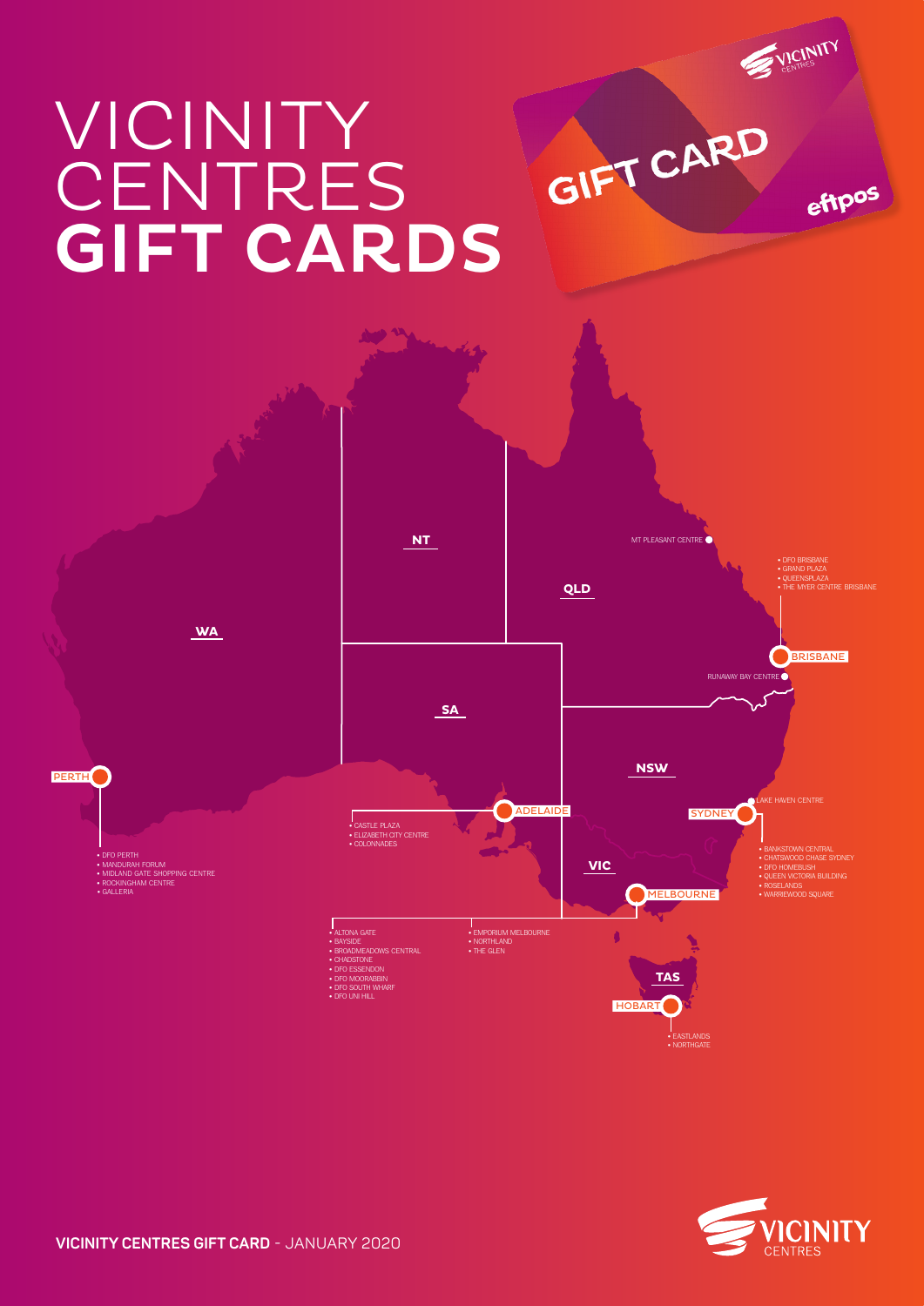# VICINITY CENTRES **GIFT CARDS**

GIFT CARD

eftpos

NT

QLD

WA

SA

NSW

VIC

TAS

MT PLEASANT CENTRE

**BRISBANE**

- DFO BRISBANE
- GRAND PLAZA
- QUEENSPLAZA
- THE MYER CENTRE BRISBANE

RUNAWAY BAY CENTRE

**PERTH**

- DFO PERTH
- MANDURAH FORUM
- MIDLAND GATE SHOPPING CENTRE
- ROCKINGHAM CENTRE
- GALLERIA

**ADELAIDE**

- CASTLE PLAZA
- ELIZABETH CITY CENTRE
- COLONNADES

**SYDNEY**

LAKE HAVEN CENTRE

- BANKSTOWN CENTRAL
- CHATSWOOD CHASE SYDNEY
- DFO HOMEBUSH
- QUEEN VICTORIA BUILDING
- ROSELANDS
- WARRIEWOOD SQUARE

**MELBOURNE**

- ALTONA GATE
- BAYSIDE
- BROADMEADOWS CENTRAL
- CHADSTONE
- DFO ESSENDON
- DFO MOORABBIN
- DFO SOUTH WHARF
- DFO UNI HILL
- EMPORIUM MELBOURNE
- NORTHLAND
- THE GLEN

**HOBART**

- EASTLANDS
- NORTHGATE

**VICINITY CENTRES GIFT CARD** - JANUARY 2020